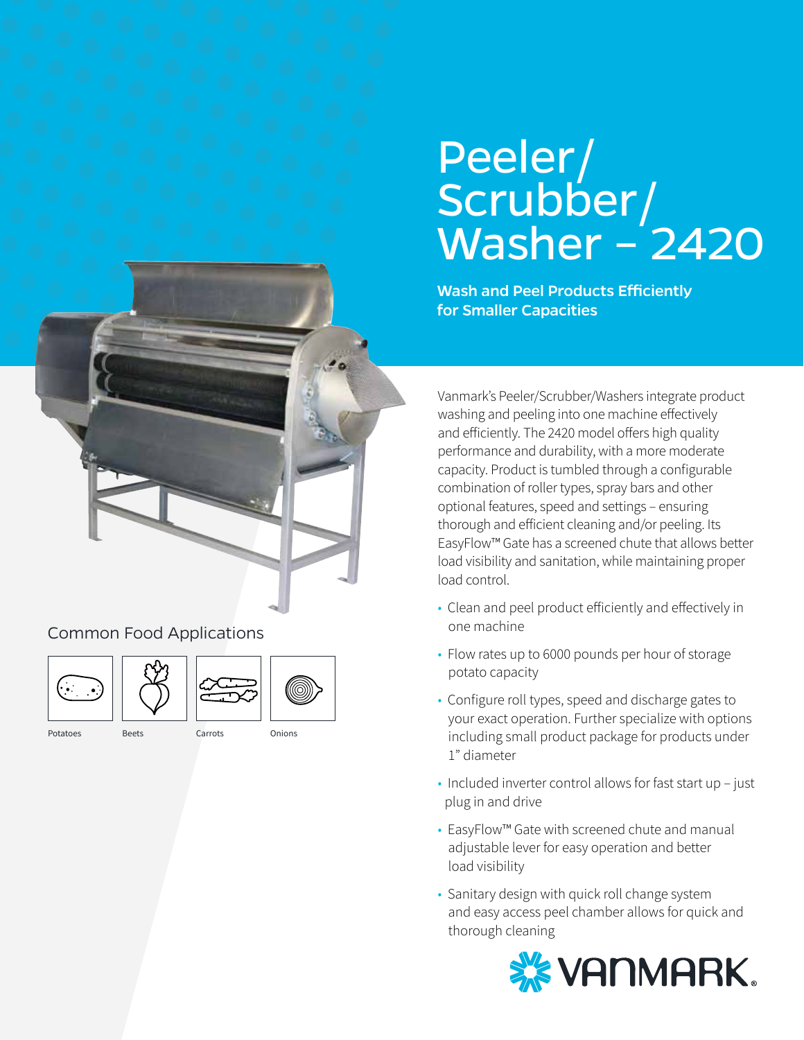# Peeler/ Scrubber/ Washer – 2420

**Wash and Peel Products Efficiently for Smaller Capacities**

Vanmark's Peeler/Scrubber/Washers integrate product washing and peeling into one machine effectively and efficiently. The 2420 model offers high quality performance and durability, with a more moderate capacity. Product is tumbled through a configurable combination of roller types, spray bars and other optional features, speed and settings – ensuring thorough and efficient cleaning and/or peeling. Its EasyFlow™ Gate has a screened chute that allows better load visibility and sanitation, while maintaining proper load control.

- Clean and peel product efficiently and effectively in one machine
- Flow rates up to 6000 pounds per hour of storage potato capacity
- Configure roll types, speed and discharge gates to your exact operation. Further specialize with options including small product package for products under 1" diameter
- Included inverter control allows for fast start up – just plug in and drive
- EasyFlow™ Gate with screened chute and manual adjustable lever for easy operation and better load visibility
- Sanitary design with quick roll change system and easy access peel chamber allows for quick and thorough cleaning

## Common Food Applications

Potatoes

Beets

Carrots

Onions

VANMARK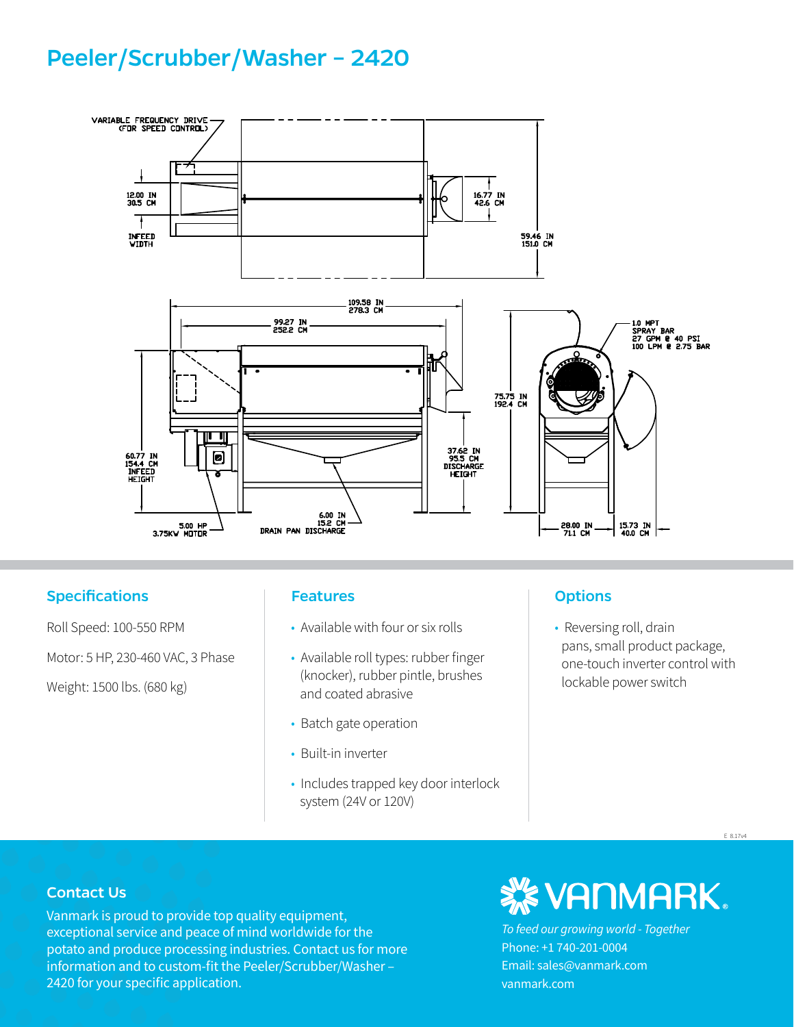# Peeler/Scrubber/Washer – 2420

VARIABLE FREQUENCY DRIVE (FOR SPEED CONTROL)

12.00 IN
30.5 CM
INFEED WIDTH

16.77 IN
42.6 CM

59.46 IN
151.0 CM

109.58 IN
278.3 CM

99.27 IN
252.2 CM

1.0 MPT SPRAY BAR
27 GPM @ 40 PSI
100 LPM @ 2.75 BAR

75.75 IN
192.4 CM

60.77 IN
154.4 CM
INFEED HEIGHT

37.62 IN
95.5 CM
DISCHARGE HEIGHT

5.00 HP
3.75KW MOTOR

6.00 IN
15.2 CM
DRAIN PAN DISCHARGE

28.00 IN
71.1 CM

15.73 IN
40.0 CM

## Specifications

Roll Speed: 100-550 RPM

Motor: 5 HP, 230-460 VAC, 3 Phase

Weight: 1500 lbs. (680 kg)

## Features

- Available with four or six rolls
- Available roll types: rubber finger (knocker), rubber pintle, brushes and coated abrasive
- Batch gate operation
- Built-in inverter
- Includes trapped key door interlock system (24V or 120V)

## Options

- Reversing roll, drain pans, small product package, one-touch inverter control with lockable power switch

E. 8.17v4

## Contact Us

Vanmark is proud to provide top quality equipment, exceptional service and peace of mind worldwide for the potato and produce processing industries. Contact us for more information and to custom-fit the Peeler/Scrubber/Washer – 2420 for your specific application.

VANMARK

*To feed our growing world - Together*

Phone: +1 740-201-0004

Email: sales@vanmark.com

vanmark.com